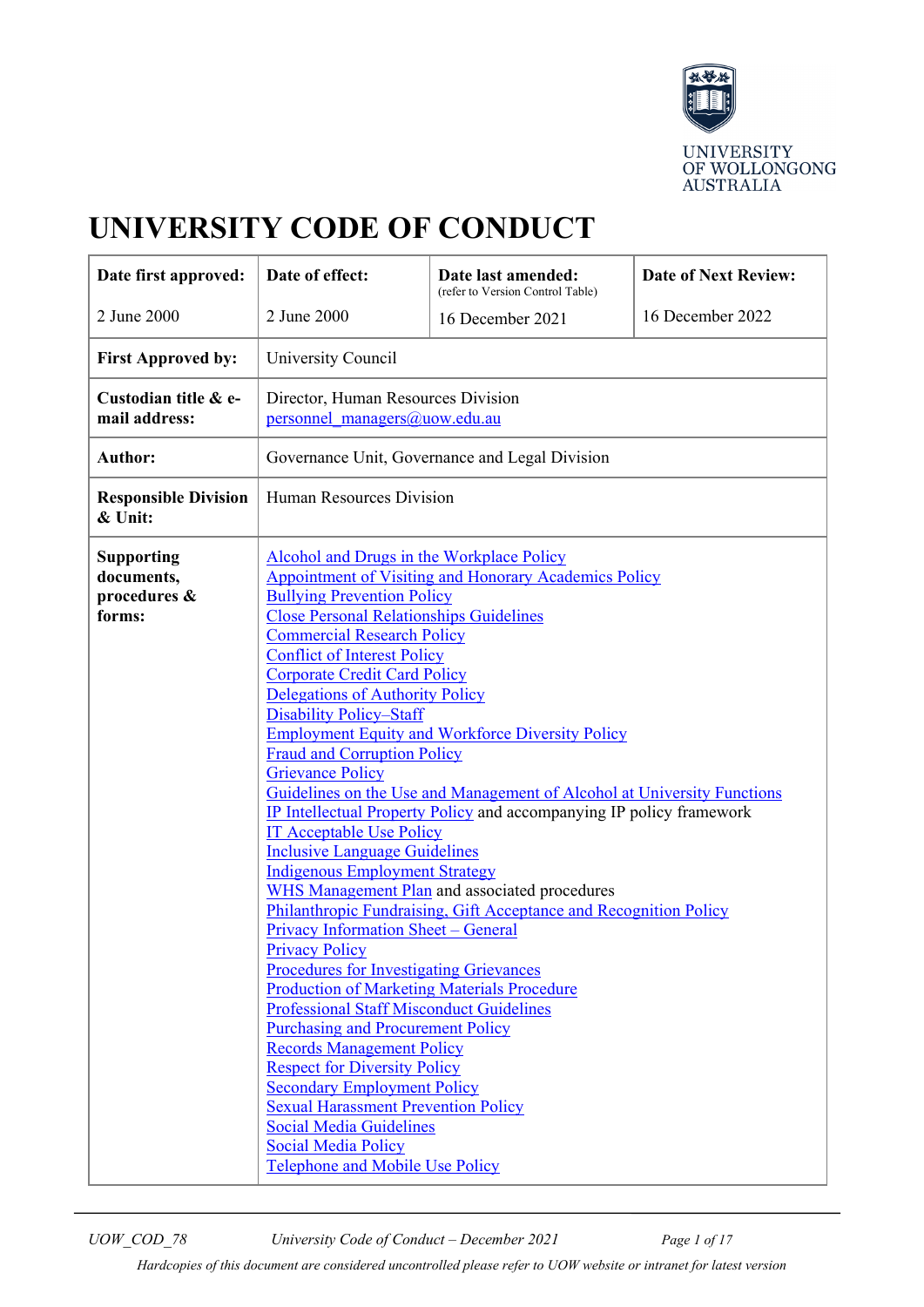UNIVERSITY OF WOLLONGONG AUSTRALIA

# UNIVERSITY CODE OF CONDUCT

| **Date first approved:** | **Date of effect:** | **Date last amended:** (refer to Version Control Table) | **Date of Next Review:** |
|---|---|---|---|
| 2 June 2000 | 2 June 2000 | 16 December 2021 | 16 December 2022 |
| **First Approved by:** | University Council | | |
| **Custodian title & e-mail address:** | Director, Human Resources Division<br>personnel_managers@uow.edu.au | | |
| **Author:** | Governance Unit, Governance and Legal Division | | |
| **Responsible Division & Unit:** | Human Resources Division | | |
| **Supporting documents, procedures & forms:** | Alcohol and Drugs in the Workplace Policy<br>Appointment of Visiting and Honorary Academics Policy<br>Bullying Prevention Policy<br>Close Personal Relationships Guidelines<br>Commercial Research Policy<br>Conflict of Interest Policy<br>Corporate Credit Card Policy<br>Delegations of Authority Policy<br>Disability Policy–Staff<br>Employment Equity and Workforce Diversity Policy<br>Fraud and Corruption Policy<br>Grievance Policy<br>Guidelines on the Use and Management of Alcohol at University Functions<br>IP Intellectual Property Policy and accompanying IP policy framework<br>IT Acceptable Use Policy<br>Inclusive Language Guidelines<br>Indigenous Employment Strategy<br>WHS Management Plan and associated procedures<br>Philanthropic Fundraising, Gift Acceptance and Recognition Policy<br>Privacy Information Sheet – General<br>Privacy Policy<br>Procedures for Investigating Grievances<br>Production of Marketing Materials Procedure<br>Professional Staff Misconduct Guidelines<br>Purchasing and Procurement Policy<br>Records Management Policy<br>Respect for Diversity Policy<br>Secondary Employment Policy<br>Sexual Harassment Prevention Policy<br>Social Media Guidelines<br>Social Media Policy<br>Telephone and Mobile Use Policy | | |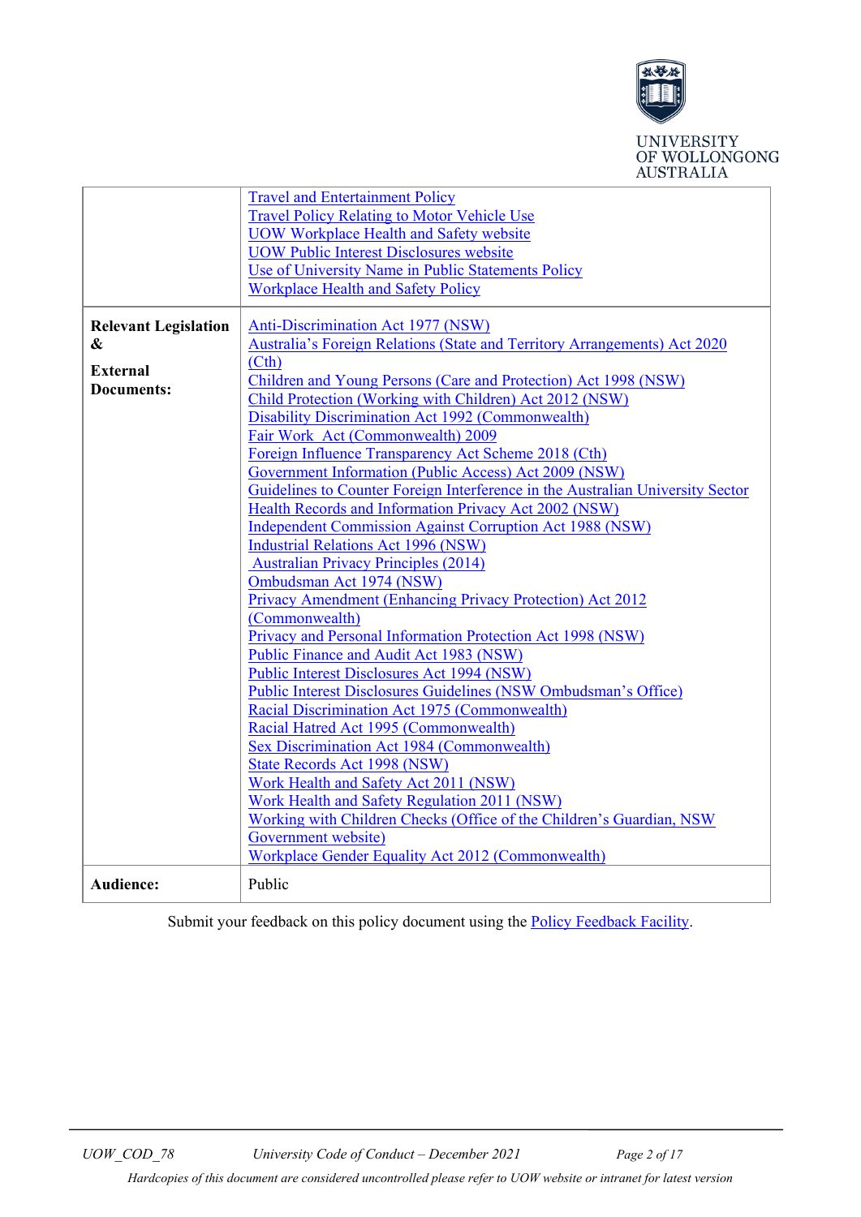| | |
|---|---|
| | Travel and Entertainment Policy<br>Travel Policy Relating to Motor Vehicle Use<br>UOW Workplace Health and Safety website<br>UOW Public Interest Disclosures website<br>Use of University Name in Public Statements Policy<br>Workplace Health and Safety Policy |
| **Relevant Legislation & External Documents:** | Anti-Discrimination Act 1977 (NSW)<br>Australia's Foreign Relations (State and Territory Arrangements) Act 2020 (Cth)<br>Children and Young Persons (Care and Protection) Act 1998 (NSW)<br>Child Protection (Working with Children) Act 2012 (NSW)<br>Disability Discrimination Act 1992 (Commonwealth)<br>Fair Work Act (Commonwealth) 2009<br>Foreign Influence Transparency Act Scheme 2018 (Cth)<br>Government Information (Public Access) Act 2009 (NSW)<br>Guidelines to Counter Foreign Interference in the Australian University Sector<br>Health Records and Information Privacy Act 2002 (NSW)<br>Independent Commission Against Corruption Act 1988 (NSW)<br>Industrial Relations Act 1996 (NSW)<br>Australian Privacy Principles (2014)<br>Ombudsman Act 1974 (NSW)<br>Privacy Amendment (Enhancing Privacy Protection) Act 2012 (Commonwealth)<br>Privacy and Personal Information Protection Act 1998 (NSW)<br>Public Finance and Audit Act 1983 (NSW)<br>Public Interest Disclosures Act 1994 (NSW)<br>Public Interest Disclosures Guidelines (NSW Ombudsman's Office)<br>Racial Discrimination Act 1975 (Commonwealth)<br>Racial Hatred Act 1995 (Commonwealth)<br>Sex Discrimination Act 1984 (Commonwealth)<br>State Records Act 1998 (NSW)<br>Work Health and Safety Act 2011 (NSW)<br>Work Health and Safety Regulation 2011 (NSW)<br>Working with Children Checks (Office of the Children's Guardian, NSW Government website)<br>Workplace Gender Equality Act 2012 (Commonwealth) |
| **Audience:** | Public |

Submit your feedback on this policy document using the Policy Feedback Facility.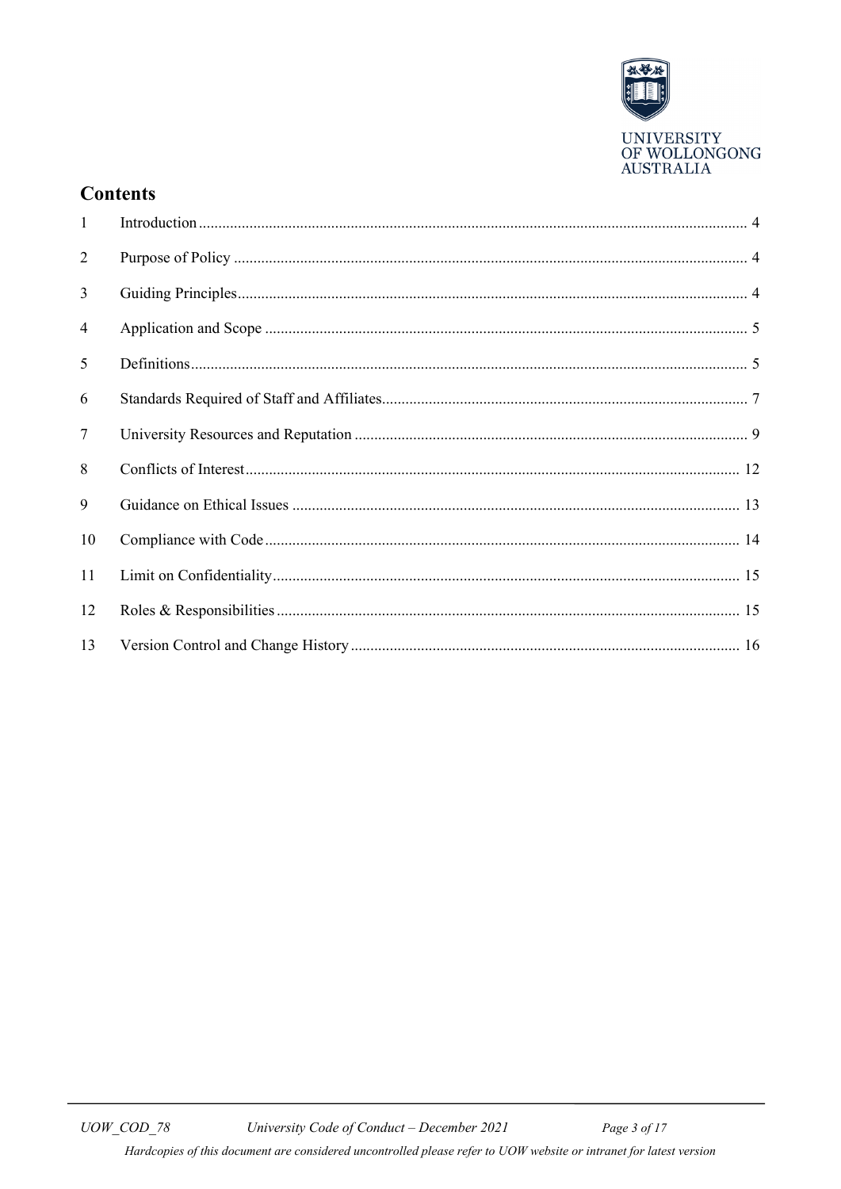## Contents

| | | |
|---|---|---|
| 1 | Introduction | 4 |
| 2 | Purpose of Policy | 4 |
| 3 | Guiding Principles | 4 |
| 4 | Application and Scope | 5 |
| 5 | Definitions | 5 |
| 6 | Standards Required of Staff and Affiliates | 7 |
| 7 | University Resources and Reputation | 9 |
| 8 | Conflicts of Interest | 12 |
| 9 | Guidance on Ethical Issues | 13 |
| 10 | Compliance with Code | 14 |
| 11 | Limit on Confidentiality | 15 |
| 12 | Roles & Responsibilities | 15 |
| 13 | Version Control and Change History | 16 |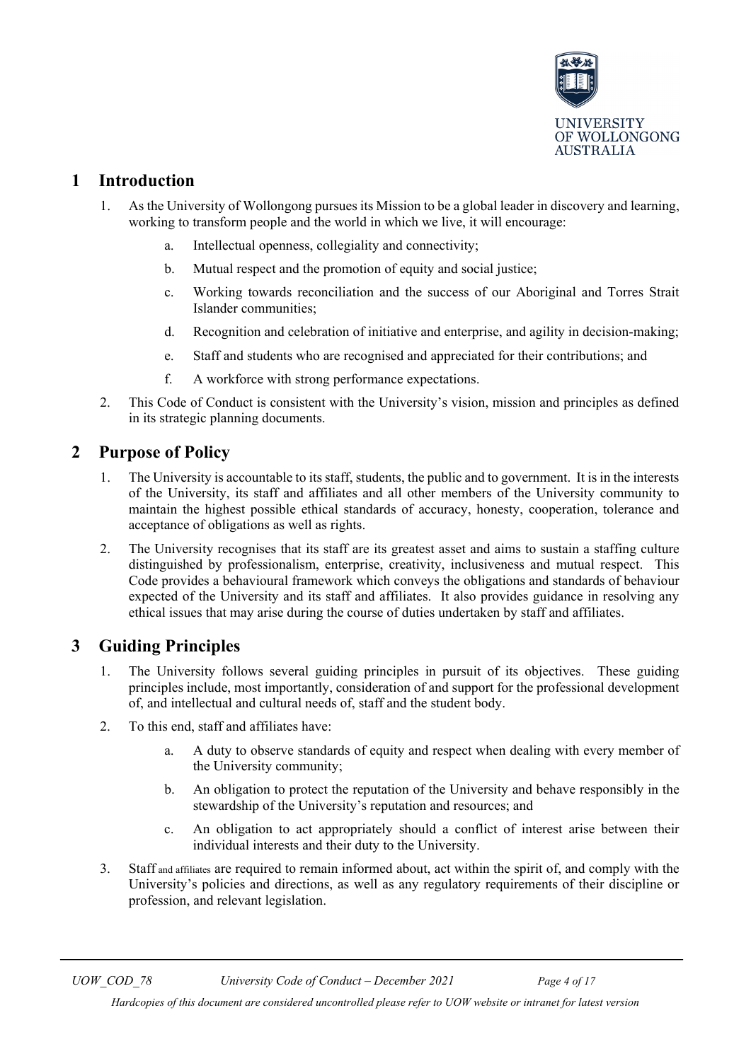# 1 Introduction

1. As the University of Wollongong pursues its Mission to be a global leader in discovery and learning, working to transform people and the world in which we live, it will encourage:
    a. Intellectual openness, collegiality and connectivity;
    b. Mutual respect and the promotion of equity and social justice;
    c. Working towards reconciliation and the success of our Aboriginal and Torres Strait Islander communities;
    d. Recognition and celebration of initiative and enterprise, and agility in decision-making;
    e. Staff and students who are recognised and appreciated for their contributions; and
    f. A workforce with strong performance expectations.
2. This Code of Conduct is consistent with the University's vision, mission and principles as defined in its strategic planning documents.

# 2 Purpose of Policy

1. The University is accountable to its staff, students, the public and to government. It is in the interests of the University, its staff and affiliates and all other members of the University community to maintain the highest possible ethical standards of accuracy, honesty, cooperation, tolerance and acceptance of obligations as well as rights.
2. The University recognises that its staff are its greatest asset and aims to sustain a staffing culture distinguished by professionalism, enterprise, creativity, inclusiveness and mutual respect. This Code provides a behavioural framework which conveys the obligations and standards of behaviour expected of the University and its staff and affiliates. It also provides guidance in resolving any ethical issues that may arise during the course of duties undertaken by staff and affiliates.

# 3 Guiding Principles

1. The University follows several guiding principles in pursuit of its objectives. These guiding principles include, most importantly, consideration of and support for the professional development of, and intellectual and cultural needs of, staff and the student body.
2. To this end, staff and affiliates have:
    a. A duty to observe standards of equity and respect when dealing with every member of the University community;
    b. An obligation to protect the reputation of the University and behave responsibly in the stewardship of the University's reputation and resources; and
    c. An obligation to act appropriately should a conflict of interest arise between their individual interests and their duty to the University.
3. Staff and affiliates are required to remain informed about, act within the spirit of, and comply with the University's policies and directions, as well as any regulatory requirements of their discipline or profession, and relevant legislation.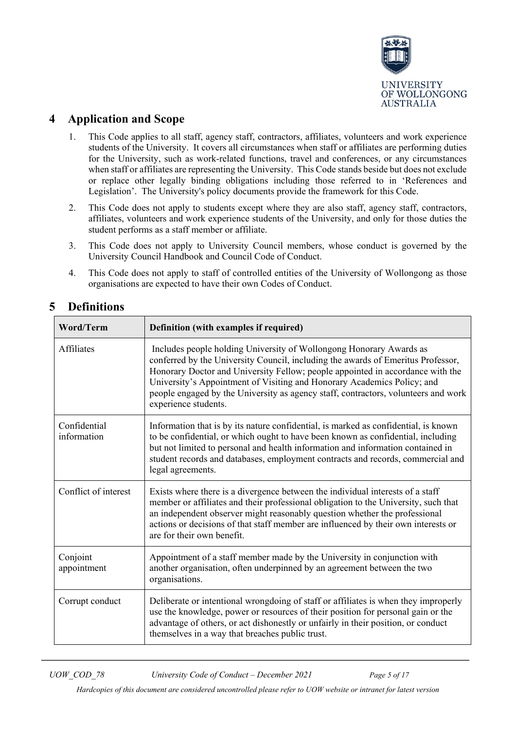## 4 Application and Scope

1. This Code applies to all staff, agency staff, contractors, affiliates, volunteers and work experience students of the University. It covers all circumstances when staff or affiliates are performing duties for the University, such as work-related functions, travel and conferences, or any circumstances when staff or affiliates are representing the University. This Code stands beside but does not exclude or replace other legally binding obligations including those referred to in 'References and Legislation'. The University's policy documents provide the framework for this Code.
2. This Code does not apply to students except where they are also staff, agency staff, contractors, affiliates, volunteers and work experience students of the University, and only for those duties the student performs as a staff member or affiliate.
3. This Code does not apply to University Council members, whose conduct is governed by the University Council Handbook and Council Code of Conduct.
4. This Code does not apply to staff of controlled entities of the University of Wollongong as those organisations are expected to have their own Codes of Conduct.

## 5 Definitions

| Word/Term | Definition (with examples if required) |
|---|---|
| Affiliates | Includes people holding University of Wollongong Honorary Awards as conferred by the University Council, including the awards of Emeritus Professor, Honorary Doctor and University Fellow; people appointed in accordance with the University's Appointment of Visiting and Honorary Academics Policy; and people engaged by the University as agency staff, contractors, volunteers and work experience students. |
| Confidential information | Information that is by its nature confidential, is marked as confidential, is known to be confidential, or which ought to have been known as confidential, including but not limited to personal and health information and information contained in student records and databases, employment contracts and records, commercial and legal agreements. |
| Conflict of interest | Exists where there is a divergence between the individual interests of a staff member or affiliates and their professional obligation to the University, such that an independent observer might reasonably question whether the professional actions or decisions of that staff member are influenced by their own interests or are for their own benefit. |
| Conjoint appointment | Appointment of a staff member made by the University in conjunction with another organisation, often underpinned by an agreement between the two organisations. |
| Corrupt conduct | Deliberate or intentional wrongdoing of staff or affiliates is when they improperly use the knowledge, power or resources of their position for personal gain or the advantage of others, or act dishonestly or unfairly in their position, or conduct themselves in a way that breaches public trust. |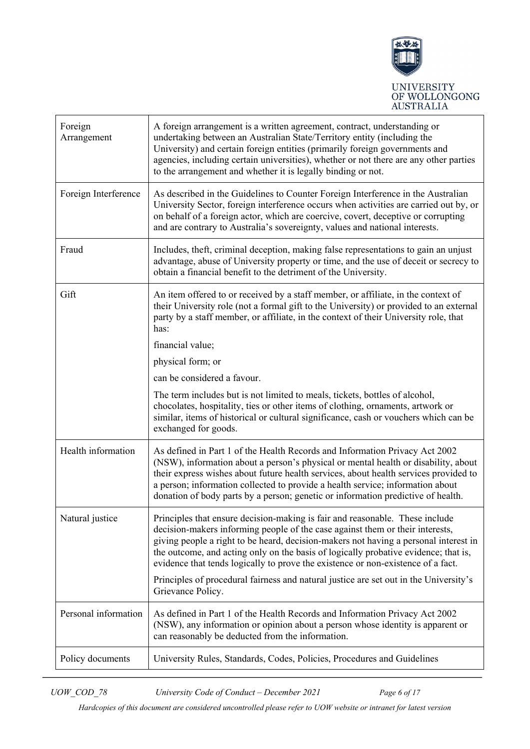| | |
|---|---|
| Foreign Arrangement | A foreign arrangement is a written agreement, contract, understanding or undertaking between an Australian State/Territory entity (including the University) and certain foreign entities (primarily foreign governments and agencies, including certain universities), whether or not there are any other parties to the arrangement and whether it is legally binding or not. |
| Foreign Interference | As described in the Guidelines to Counter Foreign Interference in the Australian University Sector, foreign interference occurs when activities are carried out by, or on behalf of a foreign actor, which are coercive, covert, deceptive or corrupting and are contrary to Australia's sovereignty, values and national interests. |
| Fraud | Includes, theft, criminal deception, making false representations to gain an unjust advantage, abuse of University property or time, and the use of deceit or secrecy to obtain a financial benefit to the detriment of the University. |
| Gift | An item offered to or received by a staff member, or affiliate, in the context of their University role (not a formal gift to the University) or provided to an external party by a staff member, or affiliate, in the context of their University role, that has:<br>financial value;<br>physical form; or<br>can be considered a favour.<br>The term includes but is not limited to meals, tickets, bottles of alcohol, chocolates, hospitality, ties or other items of clothing, ornaments, artwork or similar, items of historical or cultural significance, cash or vouchers which can be exchanged for goods. |
| Health information | As defined in Part 1 of the Health Records and Information Privacy Act 2002 (NSW), information about a person's physical or mental health or disability, about their express wishes about future health services, about health services provided to a person; information collected to provide a health service; information about donation of body parts by a person; genetic or information predictive of health. |
| Natural justice | Principles that ensure decision-making is fair and reasonable. These include decision-makers informing people of the case against them or their interests, giving people a right to be heard, decision-makers not having a personal interest in the outcome, and acting only on the basis of logically probative evidence; that is, evidence that tends logically to prove the existence or non-existence of a fact.<br>Principles of procedural fairness and natural justice are set out in the University's Grievance Policy. |
| Personal information | As defined in Part 1 of the Health Records and Information Privacy Act 2002 (NSW), any information or opinion about a person whose identity is apparent or can reasonably be deducted from the information. |
| Policy documents | University Rules, Standards, Codes, Policies, Procedures and Guidelines |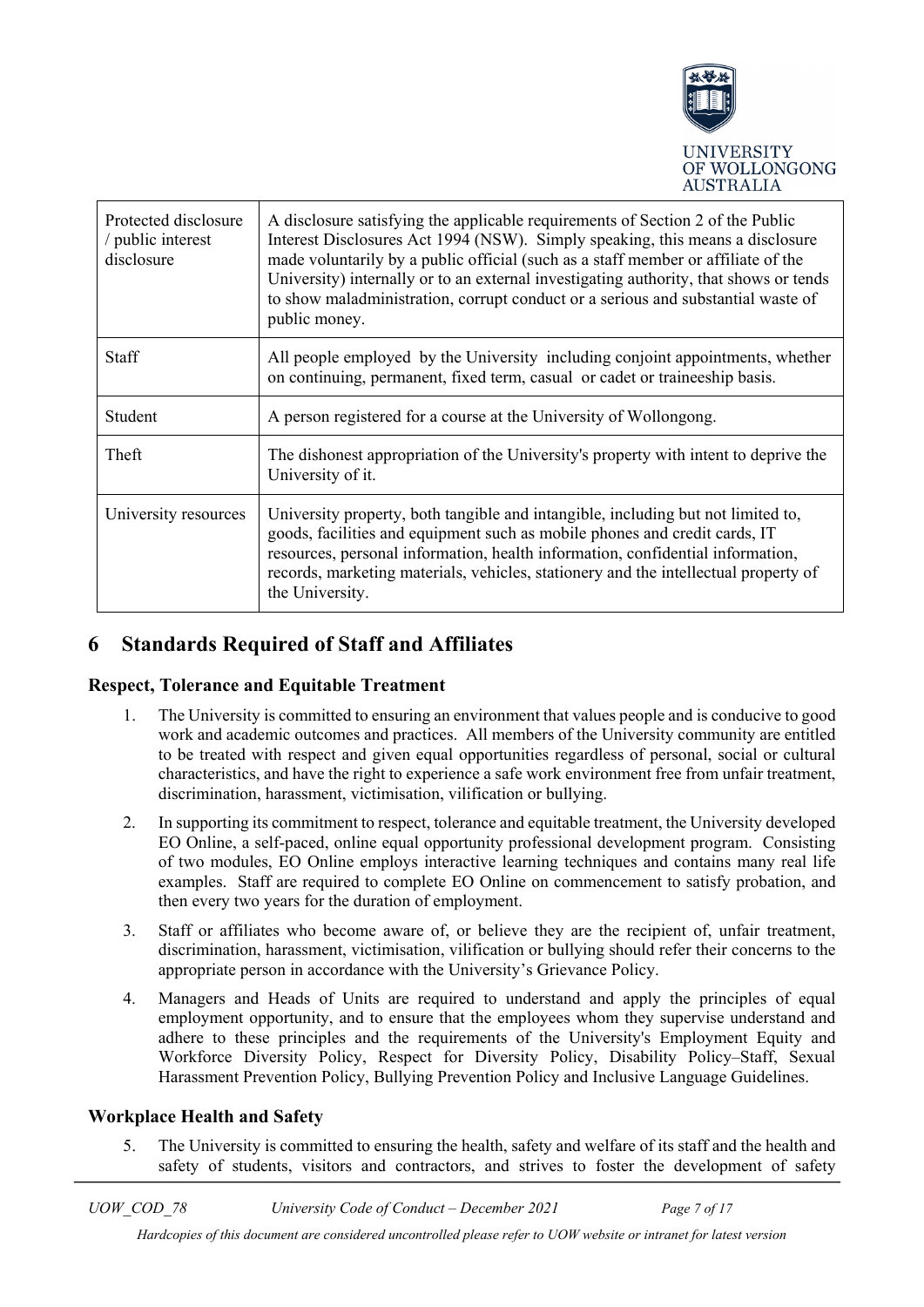| | |
|---|---|
| Protected disclosure / public interest disclosure | A disclosure satisfying the applicable requirements of Section 2 of the Public Interest Disclosures Act 1994 (NSW). Simply speaking, this means a disclosure made voluntarily by a public official (such as a staff member or affiliate of the University) internally or to an external investigating authority, that shows or tends to show maladministration, corrupt conduct or a serious and substantial waste of public money. |
| Staff | All people employed by the University including conjoint appointments, whether on continuing, permanent, fixed term, casual or cadet or traineeship basis. |
| Student | A person registered for a course at the University of Wollongong. |
| Theft | The dishonest appropriation of the University's property with intent to deprive the University of it. |
| University resources | University property, both tangible and intangible, including but not limited to, goods, facilities and equipment such as mobile phones and credit cards, IT resources, personal information, health information, confidential information, records, marketing materials, vehicles, stationery and the intellectual property of the University. |

# 6 Standards Required of Staff and Affiliates

### Respect, Tolerance and Equitable Treatment

1. The University is committed to ensuring an environment that values people and is conducive to good work and academic outcomes and practices. All members of the University community are entitled to be treated with respect and given equal opportunities regardless of personal, social or cultural characteristics, and have the right to experience a safe work environment free from unfair treatment, discrimination, harassment, victimisation, vilification or bullying.
2. In supporting its commitment to respect, tolerance and equitable treatment, the University developed EO Online, a self-paced, online equal opportunity professional development program. Consisting of two modules, EO Online employs interactive learning techniques and contains many real life examples. Staff are required to complete EO Online on commencement to satisfy probation, and then every two years for the duration of employment.
3. Staff or affiliates who become aware of, or believe they are the recipient of, unfair treatment, discrimination, harassment, victimisation, vilification or bullying should refer their concerns to the appropriate person in accordance with the University's Grievance Policy.
4. Managers and Heads of Units are required to understand and apply the principles of equal employment opportunity, and to ensure that the employees whom they supervise understand and adhere to these principles and the requirements of the University's Employment Equity and Workforce Diversity Policy, Respect for Diversity Policy, Disability Policy–Staff, Sexual Harassment Prevention Policy, Bullying Prevention Policy and Inclusive Language Guidelines.

### Workplace Health and Safety

5. The University is committed to ensuring the health, safety and welfare of its staff and the health and safety of students, visitors and contractors, and strives to foster the development of safety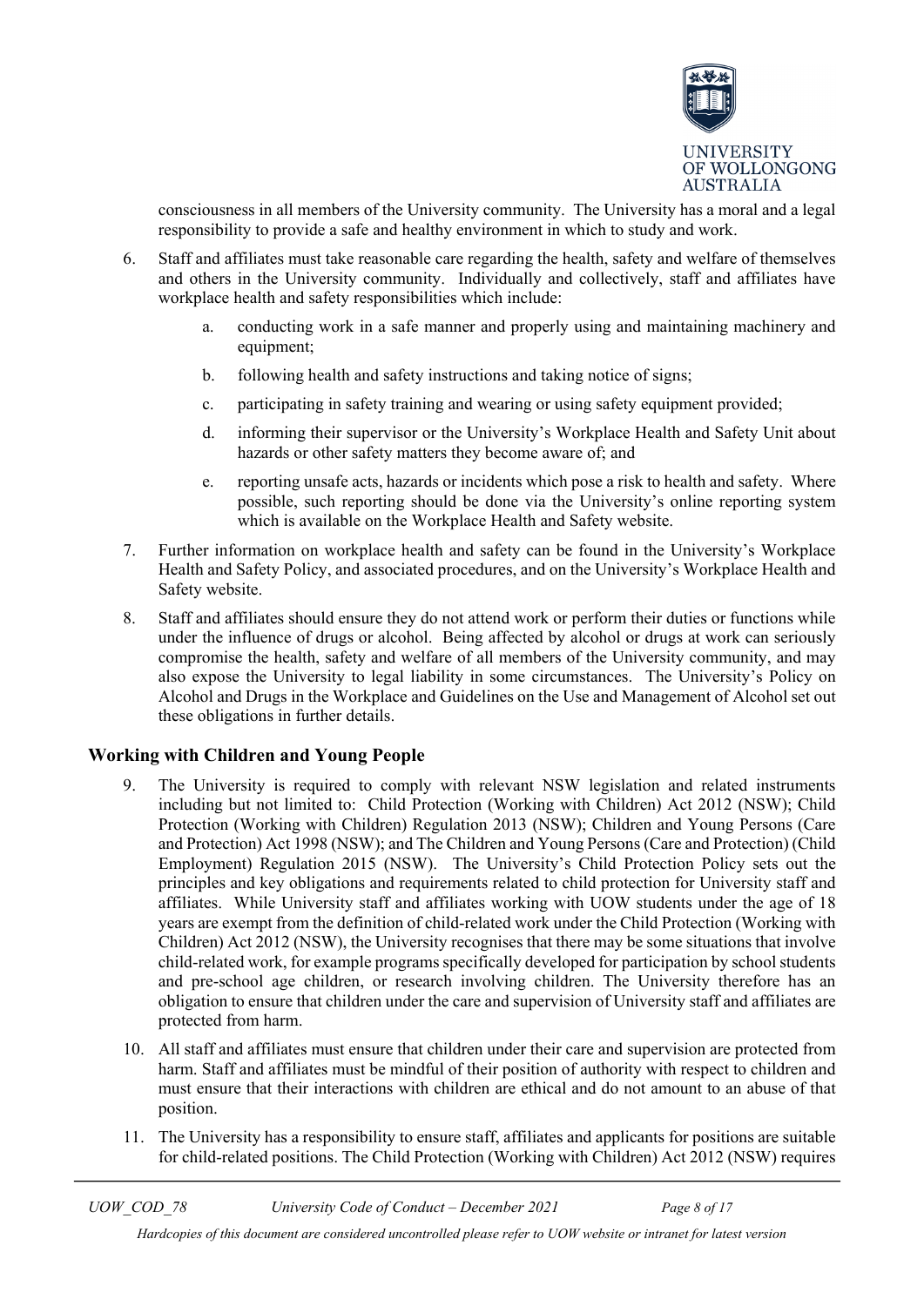consciousness in all members of the University community. The University has a moral and a legal responsibility to provide a safe and healthy environment in which to study and work.

6. Staff and affiliates must take reasonable care regarding the health, safety and welfare of themselves and others in the University community. Individually and collectively, staff and affiliates have workplace health and safety responsibilities which include:

    a. conducting work in a safe manner and properly using and maintaining machinery and equipment;

    b. following health and safety instructions and taking notice of signs;

    c. participating in safety training and wearing or using safety equipment provided;

    d. informing their supervisor or the University's Workplace Health and Safety Unit about hazards or other safety matters they become aware of; and

    e. reporting unsafe acts, hazards or incidents which pose a risk to health and safety. Where possible, such reporting should be done via the University's online reporting system which is available on the Workplace Health and Safety website.

7. Further information on workplace health and safety can be found in the University's Workplace Health and Safety Policy, and associated procedures, and on the University's Workplace Health and Safety website.

8. Staff and affiliates should ensure they do not attend work or perform their duties or functions while under the influence of drugs or alcohol. Being affected by alcohol or drugs at work can seriously compromise the health, safety and welfare of all members of the University community, and may also expose the University to legal liability in some circumstances. The University's Policy on Alcohol and Drugs in the Workplace and Guidelines on the Use and Management of Alcohol set out these obligations in further details.

## Working with Children and Young People

9. The University is required to comply with relevant NSW legislation and related instruments including but not limited to: Child Protection (Working with Children) Act 2012 (NSW); Child Protection (Working with Children) Regulation 2013 (NSW); Children and Young Persons (Care and Protection) Act 1998 (NSW); and The Children and Young Persons (Care and Protection) (Child Employment) Regulation 2015 (NSW). The University's Child Protection Policy sets out the principles and key obligations and requirements related to child protection for University staff and affiliates. While University staff and affiliates working with UOW students under the age of 18 years are exempt from the definition of child-related work under the Child Protection (Working with Children) Act 2012 (NSW), the University recognises that there may be some situations that involve child-related work, for example programs specifically developed for participation by school students and pre-school age children, or research involving children. The University therefore has an obligation to ensure that children under the care and supervision of University staff and affiliates are protected from harm.

10. All staff and affiliates must ensure that children under their care and supervision are protected from harm. Staff and affiliates must be mindful of their position of authority with respect to children and must ensure that their interactions with children are ethical and do not amount to an abuse of that position.

11. The University has a responsibility to ensure staff, affiliates and applicants for positions are suitable for child-related positions. The Child Protection (Working with Children) Act 2012 (NSW) requires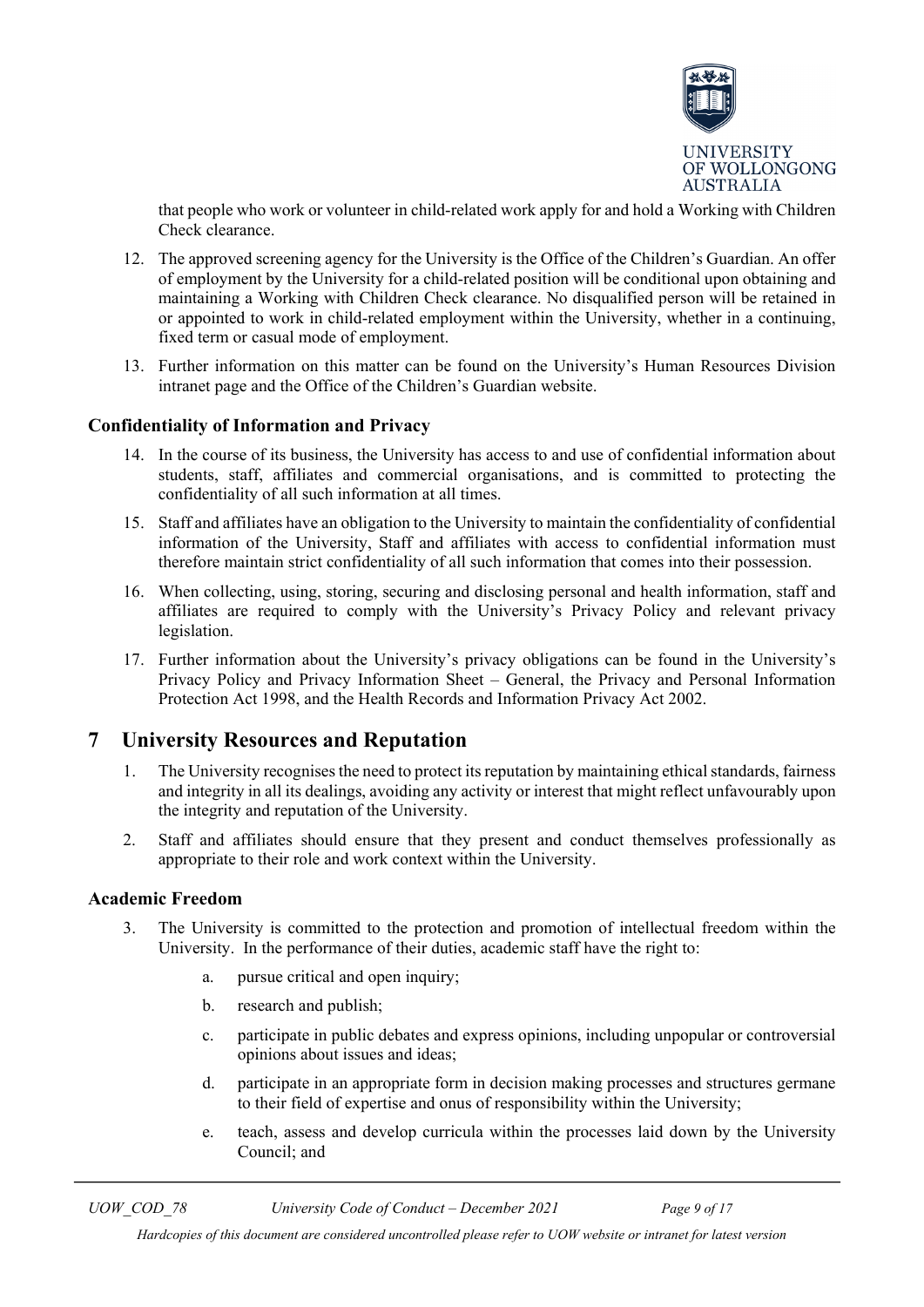that people who work or volunteer in child-related work apply for and hold a Working with Children Check clearance.

12. The approved screening agency for the University is the Office of the Children's Guardian. An offer of employment by the University for a child-related position will be conditional upon obtaining and maintaining a Working with Children Check clearance. No disqualified person will be retained in or appointed to work in child-related employment within the University, whether in a continuing, fixed term or casual mode of employment.
13. Further information on this matter can be found on the University's Human Resources Division intranet page and the Office of the Children's Guardian website.

### Confidentiality of Information and Privacy

14. In the course of its business, the University has access to and use of confidential information about students, staff, affiliates and commercial organisations, and is committed to protecting the confidentiality of all such information at all times.
15. Staff and affiliates have an obligation to the University to maintain the confidentiality of confidential information of the University, Staff and affiliates with access to confidential information must therefore maintain strict confidentiality of all such information that comes into their possession.
16. When collecting, using, storing, securing and disclosing personal and health information, staff and affiliates are required to comply with the University's Privacy Policy and relevant privacy legislation.
17. Further information about the University's privacy obligations can be found in the University's Privacy Policy and Privacy Information Sheet – General, the Privacy and Personal Information Protection Act 1998, and the Health Records and Information Privacy Act 2002.

## 7 University Resources and Reputation

1. The University recognises the need to protect its reputation by maintaining ethical standards, fairness and integrity in all its dealings, avoiding any activity or interest that might reflect unfavourably upon the integrity and reputation of the University.
2. Staff and affiliates should ensure that they present and conduct themselves professionally as appropriate to their role and work context within the University.

### Academic Freedom

3. The University is committed to the protection and promotion of intellectual freedom within the University. In the performance of their duties, academic staff have the right to:
    a. pursue critical and open inquiry;
    b. research and publish;
    c. participate in public debates and express opinions, including unpopular or controversial opinions about issues and ideas;
    d. participate in an appropriate form in decision making processes and structures germane to their field of expertise and onus of responsibility within the University;
    e. teach, assess and develop curricula within the processes laid down by the University Council; and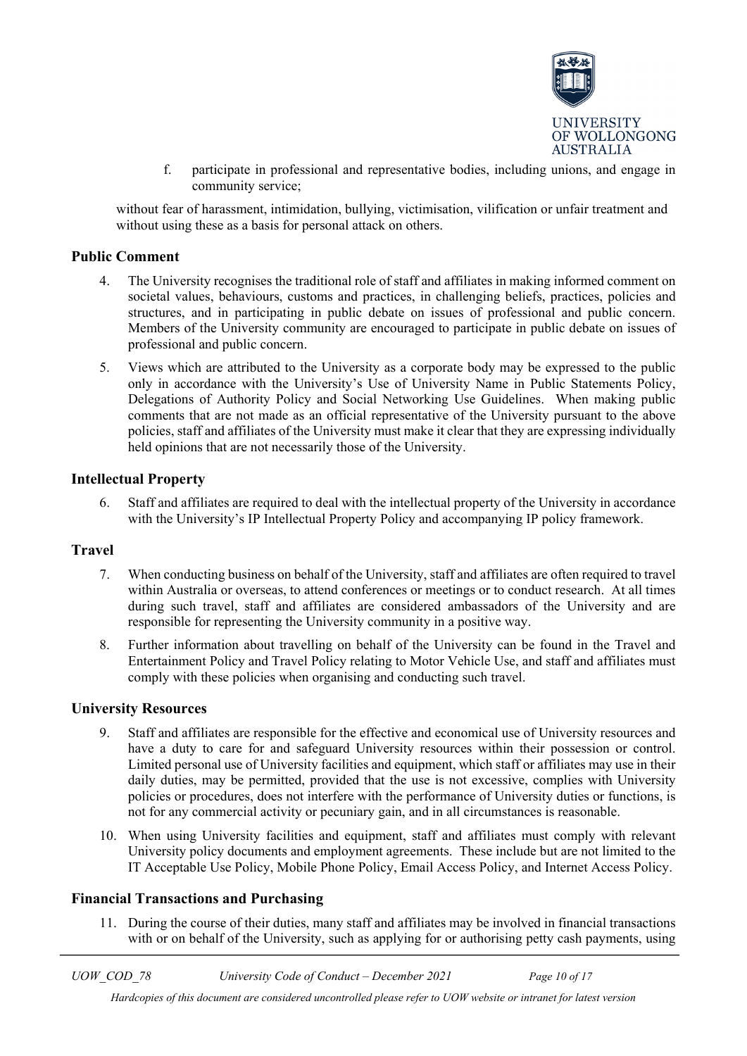f. participate in professional and representative bodies, including unions, and engage in community service;

without fear of harassment, intimidation, bullying, victimisation, vilification or unfair treatment and without using these as a basis for personal attack on others.

## Public Comment

4. The University recognises the traditional role of staff and affiliates in making informed comment on societal values, behaviours, customs and practices, in challenging beliefs, practices, policies and structures, and in participating in public debate on issues of professional and public concern. Members of the University community are encouraged to participate in public debate on issues of professional and public concern.

5. Views which are attributed to the University as a corporate body may be expressed to the public only in accordance with the University's Use of University Name in Public Statements Policy, Delegations of Authority Policy and Social Networking Use Guidelines. When making public comments that are not made as an official representative of the University pursuant to the above policies, staff and affiliates of the University must make it clear that they are expressing individually held opinions that are not necessarily those of the University.

## Intellectual Property

6. Staff and affiliates are required to deal with the intellectual property of the University in accordance with the University's IP Intellectual Property Policy and accompanying IP policy framework.

## Travel

7. When conducting business on behalf of the University, staff and affiliates are often required to travel within Australia or overseas, to attend conferences or meetings or to conduct research. At all times during such travel, staff and affiliates are considered ambassadors of the University and are responsible for representing the University community in a positive way.

8. Further information about travelling on behalf of the University can be found in the Travel and Entertainment Policy and Travel Policy relating to Motor Vehicle Use, and staff and affiliates must comply with these policies when organising and conducting such travel.

## University Resources

9. Staff and affiliates are responsible for the effective and economical use of University resources and have a duty to care for and safeguard University resources within their possession or control. Limited personal use of University facilities and equipment, which staff or affiliates may use in their daily duties, may be permitted, provided that the use is not excessive, complies with University policies or procedures, does not interfere with the performance of University duties or functions, is not for any commercial activity or pecuniary gain, and in all circumstances is reasonable.

10. When using University facilities and equipment, staff and affiliates must comply with relevant University policy documents and employment agreements. These include but are not limited to the IT Acceptable Use Policy, Mobile Phone Policy, Email Access Policy, and Internet Access Policy.

## Financial Transactions and Purchasing

11. During the course of their duties, many staff and affiliates may be involved in financial transactions with or on behalf of the University, such as applying for or authorising petty cash payments, using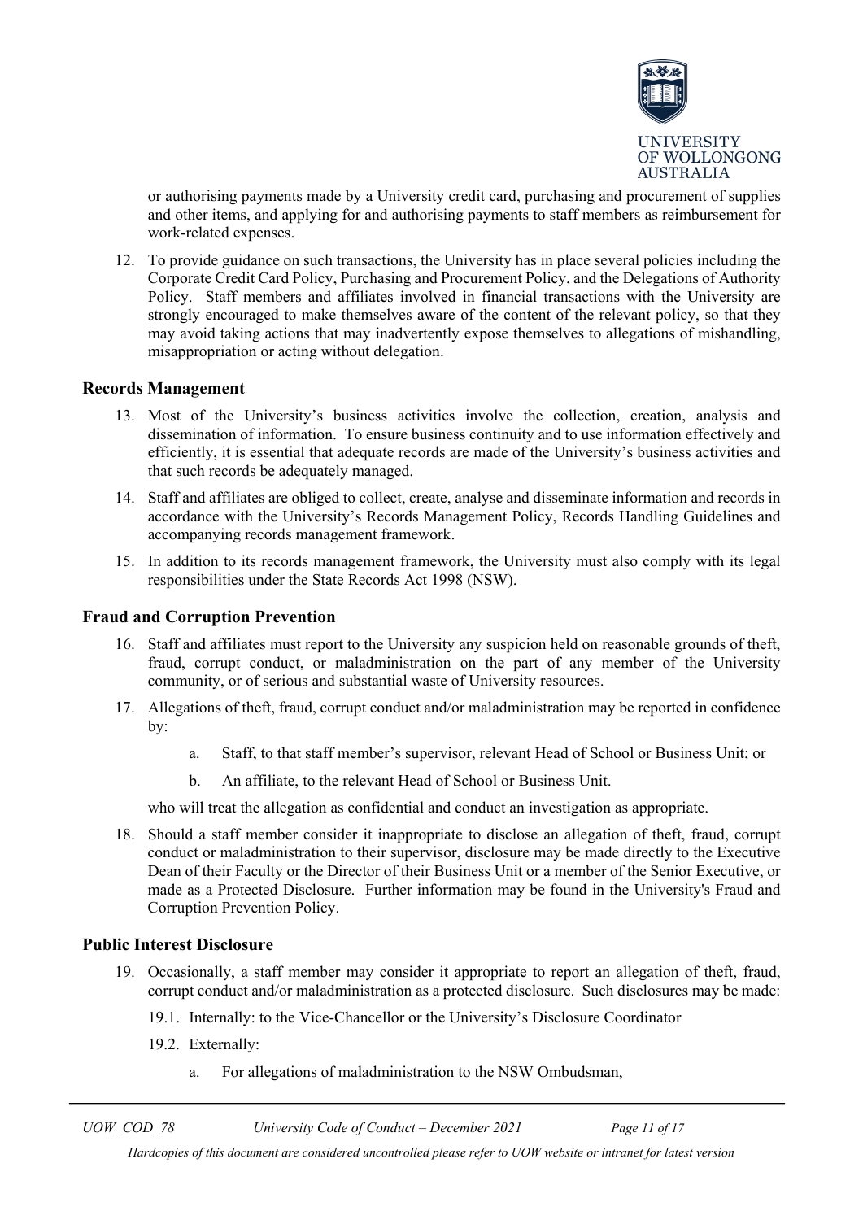or authorising payments made by a University credit card, purchasing and procurement of supplies and other items, and applying for and authorising payments to staff members as reimbursement for work-related expenses.

12. To provide guidance on such transactions, the University has in place several policies including the Corporate Credit Card Policy, Purchasing and Procurement Policy, and the Delegations of Authority Policy. Staff members and affiliates involved in financial transactions with the University are strongly encouraged to make themselves aware of the content of the relevant policy, so that they may avoid taking actions that may inadvertently expose themselves to allegations of mishandling, misappropriation or acting without delegation.

### Records Management

13. Most of the University's business activities involve the collection, creation, analysis and dissemination of information. To ensure business continuity and to use information effectively and efficiently, it is essential that adequate records are made of the University's business activities and that such records be adequately managed.
14. Staff and affiliates are obliged to collect, create, analyse and disseminate information and records in accordance with the University's Records Management Policy, Records Handling Guidelines and accompanying records management framework.
15. In addition to its records management framework, the University must also comply with its legal responsibilities under the State Records Act 1998 (NSW).

### Fraud and Corruption Prevention

16. Staff and affiliates must report to the University any suspicion held on reasonable grounds of theft, fraud, corrupt conduct, or maladministration on the part of any member of the University community, or of serious and substantial waste of University resources.
17. Allegations of theft, fraud, corrupt conduct and/or maladministration may be reported in confidence by:

    a. Staff, to that staff member's supervisor, relevant Head of School or Business Unit; or

    b. An affiliate, to the relevant Head of School or Business Unit.

    who will treat the allegation as confidential and conduct an investigation as appropriate.

18. Should a staff member consider it inappropriate to disclose an allegation of theft, fraud, corrupt conduct or maladministration to their supervisor, disclosure may be made directly to the Executive Dean of their Faculty or the Director of their Business Unit or a member of the Senior Executive, or made as a Protected Disclosure. Further information may be found in the University's Fraud and Corruption Prevention Policy.

### Public Interest Disclosure

19. Occasionally, a staff member may consider it appropriate to report an allegation of theft, fraud, corrupt conduct and/or maladministration as a protected disclosure. Such disclosures may be made:

    19.1. Internally: to the Vice-Chancellor or the University's Disclosure Coordinator

    19.2. Externally:

    a. For allegations of maladministration to the NSW Ombudsman,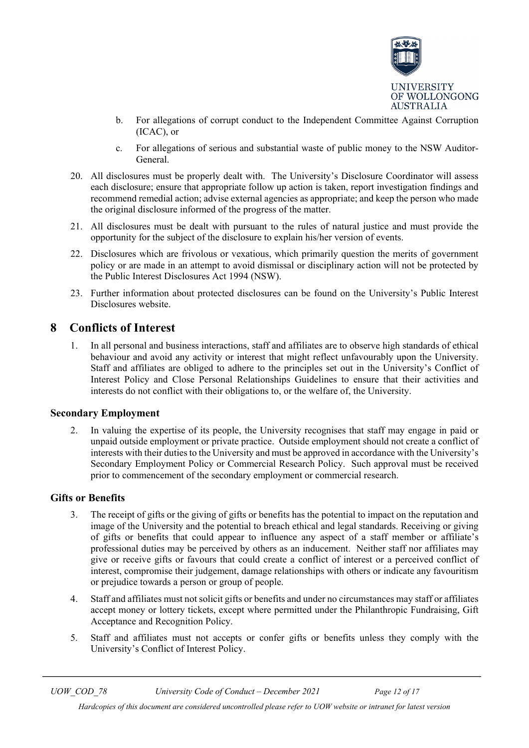b. For allegations of corrupt conduct to the Independent Committee Against Corruption (ICAC), or

c. For allegations of serious and substantial waste of public money to the NSW Auditor-General.

20. All disclosures must be properly dealt with. The University's Disclosure Coordinator will assess each disclosure; ensure that appropriate follow up action is taken, report investigation findings and recommend remedial action; advise external agencies as appropriate; and keep the person who made the original disclosure informed of the progress of the matter.

21. All disclosures must be dealt with pursuant to the rules of natural justice and must provide the opportunity for the subject of the disclosure to explain his/her version of events.

22. Disclosures which are frivolous or vexatious, which primarily question the merits of government policy or are made in an attempt to avoid dismissal or disciplinary action will not be protected by the Public Interest Disclosures Act 1994 (NSW).

23. Further information about protected disclosures can be found on the University's Public Interest Disclosures website.

# 8 Conflicts of Interest

1. In all personal and business interactions, staff and affiliates are to observe high standards of ethical behaviour and avoid any activity or interest that might reflect unfavourably upon the University. Staff and affiliates are obliged to adhere to the principles set out in the University's Conflict of Interest Policy and Close Personal Relationships Guidelines to ensure that their activities and interests do not conflict with their obligations to, or the welfare of, the University.

### Secondary Employment

2. In valuing the expertise of its people, the University recognises that staff may engage in paid or unpaid outside employment or private practice. Outside employment should not create a conflict of interests with their duties to the University and must be approved in accordance with the University's Secondary Employment Policy or Commercial Research Policy. Such approval must be received prior to commencement of the secondary employment or commercial research.

### Gifts or Benefits

3. The receipt of gifts or the giving of gifts or benefits has the potential to impact on the reputation and image of the University and the potential to breach ethical and legal standards. Receiving or giving of gifts or benefits that could appear to influence any aspect of a staff member or affiliate's professional duties may be perceived by others as an inducement. Neither staff nor affiliates may give or receive gifts or favours that could create a conflict of interest or a perceived conflict of interest, compromise their judgement, damage relationships with others or indicate any favouritism or prejudice towards a person or group of people.

4. Staff and affiliates must not solicit gifts or benefits and under no circumstances may staff or affiliates accept money or lottery tickets, except where permitted under the Philanthropic Fundraising, Gift Acceptance and Recognition Policy.

5. Staff and affiliates must not accepts or confer gifts or benefits unless they comply with the University's Conflict of Interest Policy.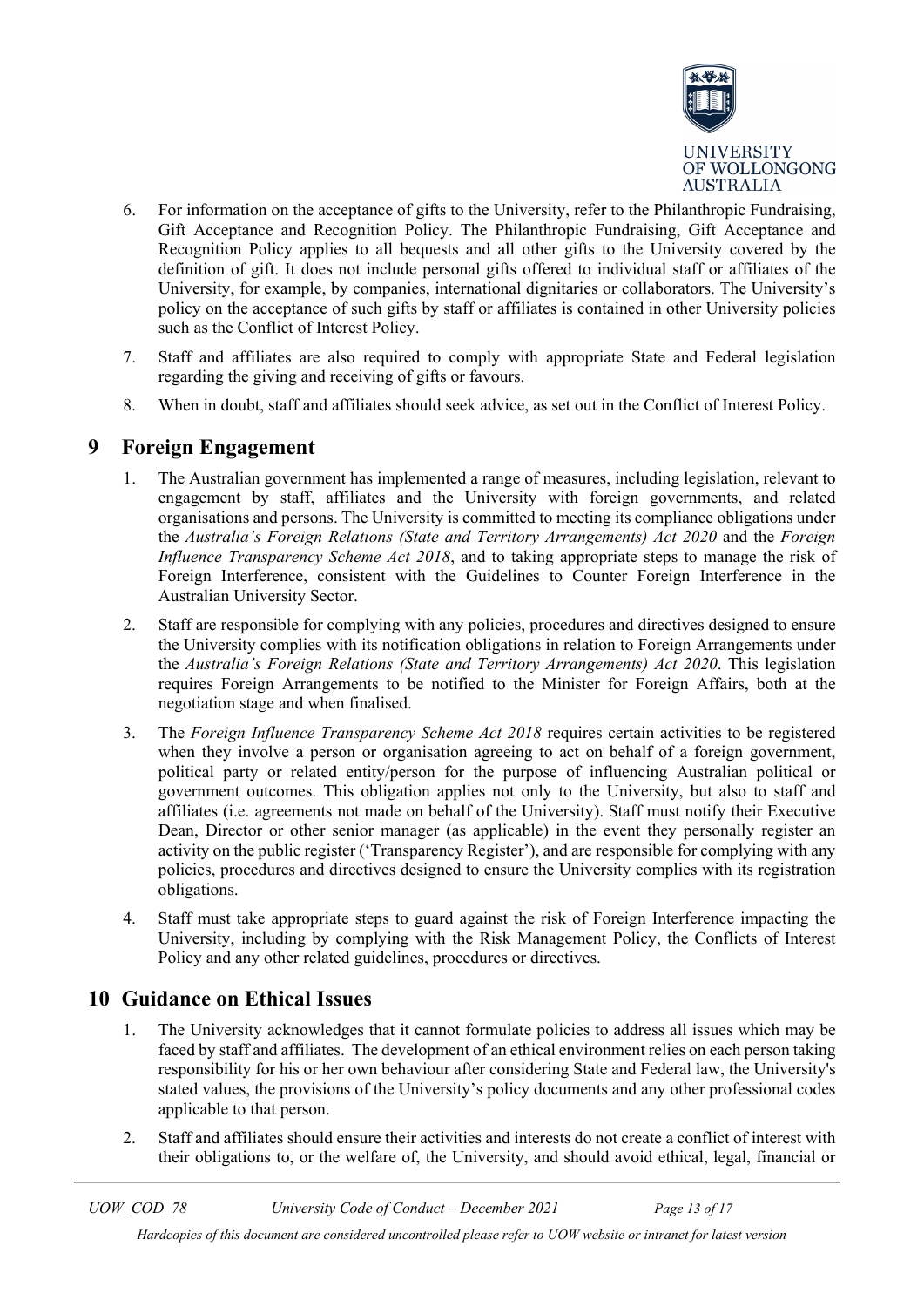6. For information on the acceptance of gifts to the University, refer to the Philanthropic Fundraising, Gift Acceptance and Recognition Policy. The Philanthropic Fundraising, Gift Acceptance and Recognition Policy applies to all bequests and all other gifts to the University covered by the definition of gift. It does not include personal gifts offered to individual staff or affiliates of the University, for example, by companies, international dignitaries or collaborators. The University's policy on the acceptance of such gifts by staff or affiliates is contained in other University policies such as the Conflict of Interest Policy.

7. Staff and affiliates are also required to comply with appropriate State and Federal legislation regarding the giving and receiving of gifts or favours.

8. When in doubt, staff and affiliates should seek advice, as set out in the Conflict of Interest Policy.

# 9 Foreign Engagement

1. The Australian government has implemented a range of measures, including legislation, relevant to engagement by staff, affiliates and the University with foreign governments, and related organisations and persons. The University is committed to meeting its compliance obligations under the *Australia's Foreign Relations (State and Territory Arrangements) Act 2020* and the *Foreign Influence Transparency Scheme Act 2018*, and to taking appropriate steps to manage the risk of Foreign Interference, consistent with the Guidelines to Counter Foreign Interference in the Australian University Sector.

2. Staff are responsible for complying with any policies, procedures and directives designed to ensure the University complies with its notification obligations in relation to Foreign Arrangements under the *Australia's Foreign Relations (State and Territory Arrangements) Act 2020*. This legislation requires Foreign Arrangements to be notified to the Minister for Foreign Affairs, both at the negotiation stage and when finalised.

3. The *Foreign Influence Transparency Scheme Act 2018* requires certain activities to be registered when they involve a person or organisation agreeing to act on behalf of a foreign government, political party or related entity/person for the purpose of influencing Australian political or government outcomes. This obligation applies not only to the University, but also to staff and affiliates (i.e. agreements not made on behalf of the University). Staff must notify their Executive Dean, Director or other senior manager (as applicable) in the event they personally register an activity on the public register ('Transparency Register'), and are responsible for complying with any policies, procedures and directives designed to ensure the University complies with its registration obligations.

4. Staff must take appropriate steps to guard against the risk of Foreign Interference impacting the University, including by complying with the Risk Management Policy, the Conflicts of Interest Policy and any other related guidelines, procedures or directives.

# 10 Guidance on Ethical Issues

1. The University acknowledges that it cannot formulate policies to address all issues which may be faced by staff and affiliates. The development of an ethical environment relies on each person taking responsibility for his or her own behaviour after considering State and Federal law, the University's stated values, the provisions of the University's policy documents and any other professional codes applicable to that person.

2. Staff and affiliates should ensure their activities and interests do not create a conflict of interest with their obligations to, or the welfare of, the University, and should avoid ethical, legal, financial or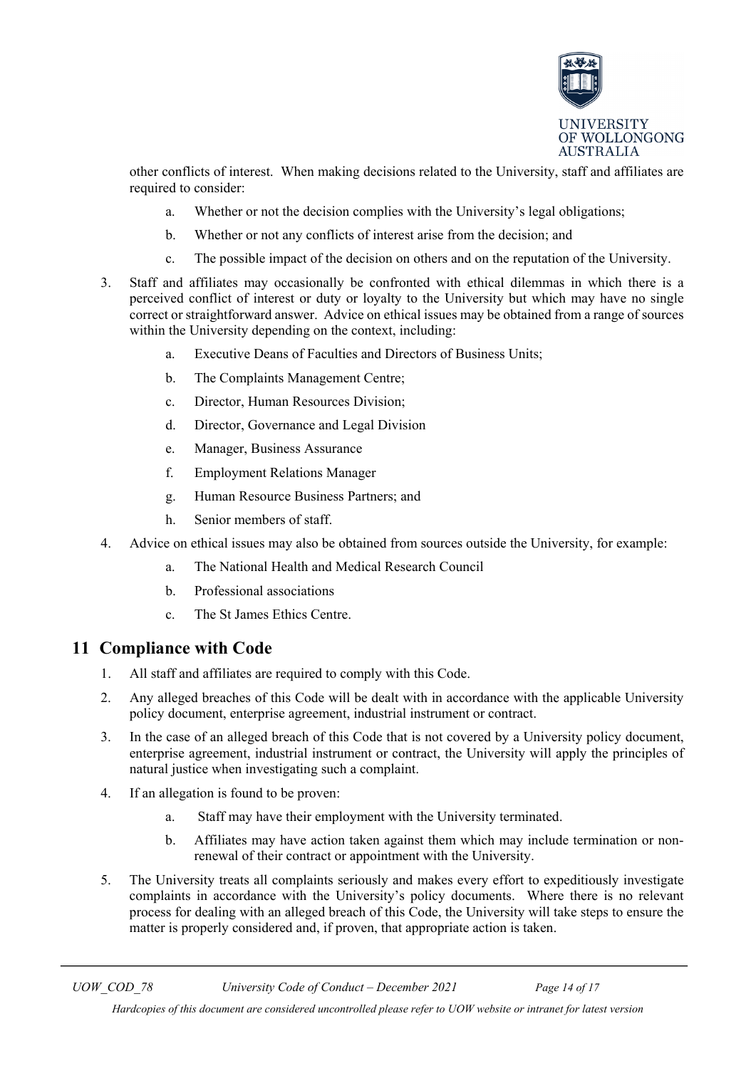other conflicts of interest. When making decisions related to the University, staff and affiliates are required to consider:

   a. Whether or not the decision complies with the University's legal obligations;

   b. Whether or not any conflicts of interest arise from the decision; and

   c. The possible impact of the decision on others and on the reputation of the University.

3. Staff and affiliates may occasionally be confronted with ethical dilemmas in which there is a perceived conflict of interest or duty or loyalty to the University but which may have no single correct or straightforward answer. Advice on ethical issues may be obtained from a range of sources within the University depending on the context, including:

   a. Executive Deans of Faculties and Directors of Business Units;

   b. The Complaints Management Centre;

   c. Director, Human Resources Division;

   d. Director, Governance and Legal Division

   e. Manager, Business Assurance

   f. Employment Relations Manager

   g. Human Resource Business Partners; and

   h. Senior members of staff.

4. Advice on ethical issues may also be obtained from sources outside the University, for example:

   a. The National Health and Medical Research Council

   b. Professional associations

   c. The St James Ethics Centre.

## 11 Compliance with Code

1. All staff and affiliates are required to comply with this Code.

2. Any alleged breaches of this Code will be dealt with in accordance with the applicable University policy document, enterprise agreement, industrial instrument or contract.

3. In the case of an alleged breach of this Code that is not covered by a University policy document, enterprise agreement, industrial instrument or contract, the University will apply the principles of natural justice when investigating such a complaint.

4. If an allegation is found to be proven:

   a. Staff may have their employment with the University terminated.

   b. Affiliates may have action taken against them which may include termination or non-renewal of their contract or appointment with the University.

5. The University treats all complaints seriously and makes every effort to expeditiously investigate complaints in accordance with the University's policy documents. Where there is no relevant process for dealing with an alleged breach of this Code, the University will take steps to ensure the matter is properly considered and, if proven, that appropriate action is taken.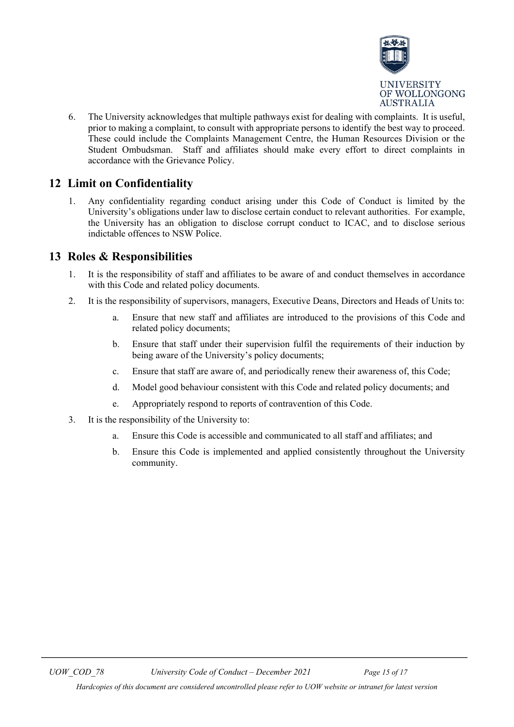6. The University acknowledges that multiple pathways exist for dealing with complaints. It is useful, prior to making a complaint, to consult with appropriate persons to identify the best way to proceed. These could include the Complaints Management Centre, the Human Resources Division or the Student Ombudsman. Staff and affiliates should make every effort to direct complaints in accordance with the Grievance Policy.

## 12 Limit on Confidentiality

1. Any confidentiality regarding conduct arising under this Code of Conduct is limited by the University's obligations under law to disclose certain conduct to relevant authorities. For example, the University has an obligation to disclose corrupt conduct to ICAC, and to disclose serious indictable offences to NSW Police.

## 13 Roles & Responsibilities

1. It is the responsibility of staff and affiliates to be aware of and conduct themselves in accordance with this Code and related policy documents.
2. It is the responsibility of supervisors, managers, Executive Deans, Directors and Heads of Units to:
    a. Ensure that new staff and affiliates are introduced to the provisions of this Code and related policy documents;
    b. Ensure that staff under their supervision fulfil the requirements of their induction by being aware of the University's policy documents;
    c. Ensure that staff are aware of, and periodically renew their awareness of, this Code;
    d. Model good behaviour consistent with this Code and related policy documents; and
    e. Appropriately respond to reports of contravention of this Code.
3. It is the responsibility of the University to:
    a. Ensure this Code is accessible and communicated to all staff and affiliates; and
    b. Ensure this Code is implemented and applied consistently throughout the University community.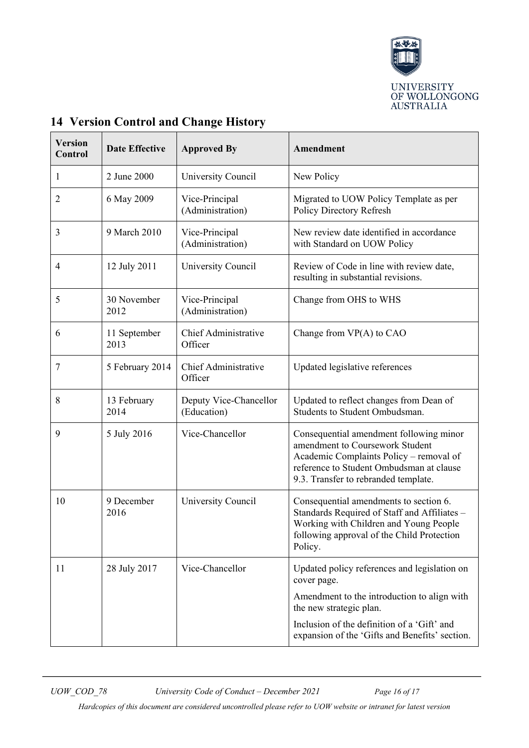## 14 Version Control and Change History

| Version Control | Date Effective | Approved By | Amendment |
|---|---|---|---|
| 1 | 2 June 2000 | University Council | New Policy |
| 2 | 6 May 2009 | Vice-Principal (Administration) | Migrated to UOW Policy Template as per Policy Directory Refresh |
| 3 | 9 March 2010 | Vice-Principal (Administration) | New review date identified in accordance with Standard on UOW Policy |
| 4 | 12 July 2011 | University Council | Review of Code in line with review date, resulting in substantial revisions. |
| 5 | 30 November 2012 | Vice-Principal (Administration) | Change from OHS to WHS |
| 6 | 11 September 2013 | Chief Administrative Officer | Change from VP(A) to CAO |
| 7 | 5 February 2014 | Chief Administrative Officer | Updated legislative references |
| 8 | 13 February 2014 | Deputy Vice-Chancellor (Education) | Updated to reflect changes from Dean of Students to Student Ombudsman. |
| 9 | 5 July 2016 | Vice-Chancellor | Consequential amendment following minor amendment to Coursework Student Academic Complaints Policy – removal of reference to Student Ombudsman at clause 9.3. Transfer to rebranded template. |
| 10 | 9 December 2016 | University Council | Consequential amendments to section 6. Standards Required of Staff and Affiliates – Working with Children and Young People following approval of the Child Protection Policy. |
| 11 | 28 July 2017 | Vice-Chancellor | Updated policy references and legislation on cover page. Amendment to the introduction to align with the new strategic plan. Inclusion of the definition of a 'Gift' and expansion of the 'Gifts and Benefits' section. |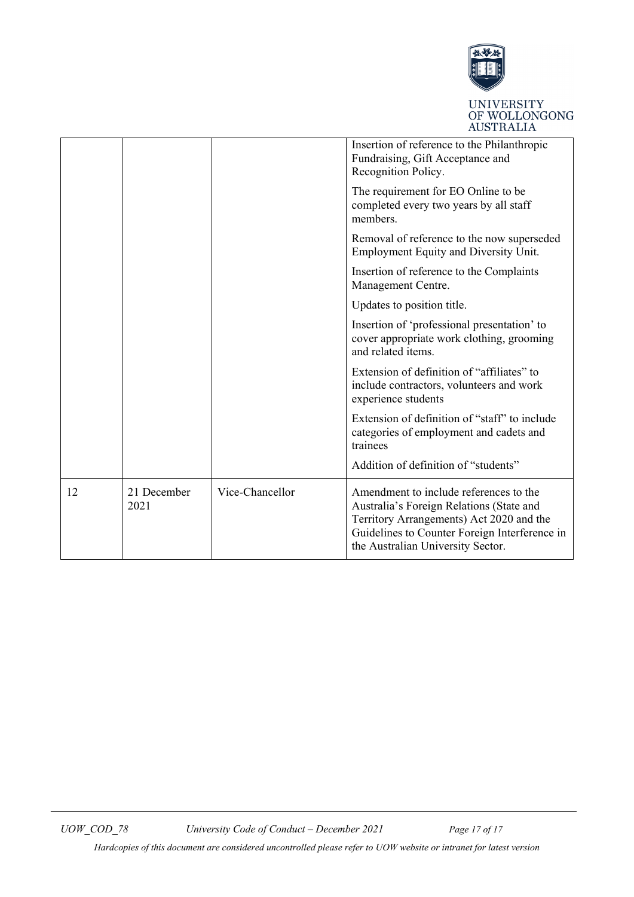| | | | |
|---|---|---|---|
| | | | Insertion of reference to the Philanthropic Fundraising, Gift Acceptance and Recognition Policy.<br><br>The requirement for EO Online to be completed every two years by all staff members.<br><br>Removal of reference to the now superseded Employment Equity and Diversity Unit.<br><br>Insertion of reference to the Complaints Management Centre.<br><br>Updates to position title.<br><br>Insertion of 'professional presentation' to cover appropriate work clothing, grooming and related items.<br><br>Extension of definition of "affiliates" to include contractors, volunteers and work experience students<br><br>Extension of definition of "staff" to include categories of employment and cadets and trainees<br><br>Addition of definition of "students" |
| 12 | 21 December 2021 | Vice-Chancellor | Amendment to include references to the Australia's Foreign Relations (State and Territory Arrangements) Act 2020 and the Guidelines to Counter Foreign Interference in the Australian University Sector. |